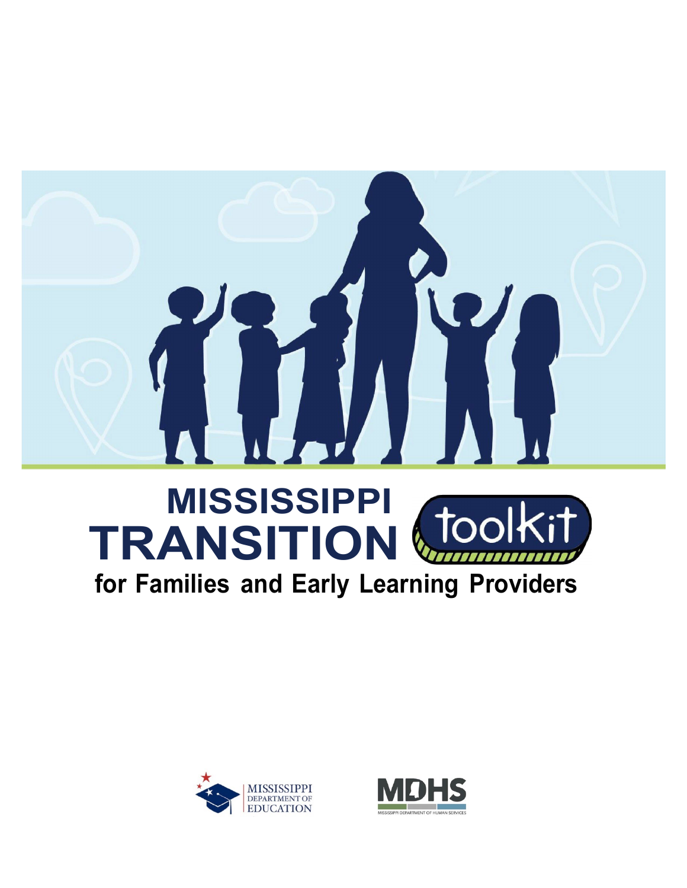# MISSISSIPPI TRANSITION toolkit

## for Families and Early Learning Providers

MISSISSIPPI DEPARTMENT OF EDUCATION

MDHS

MISSISSIPPI DEPARTMENT OF HUMAN SERVICES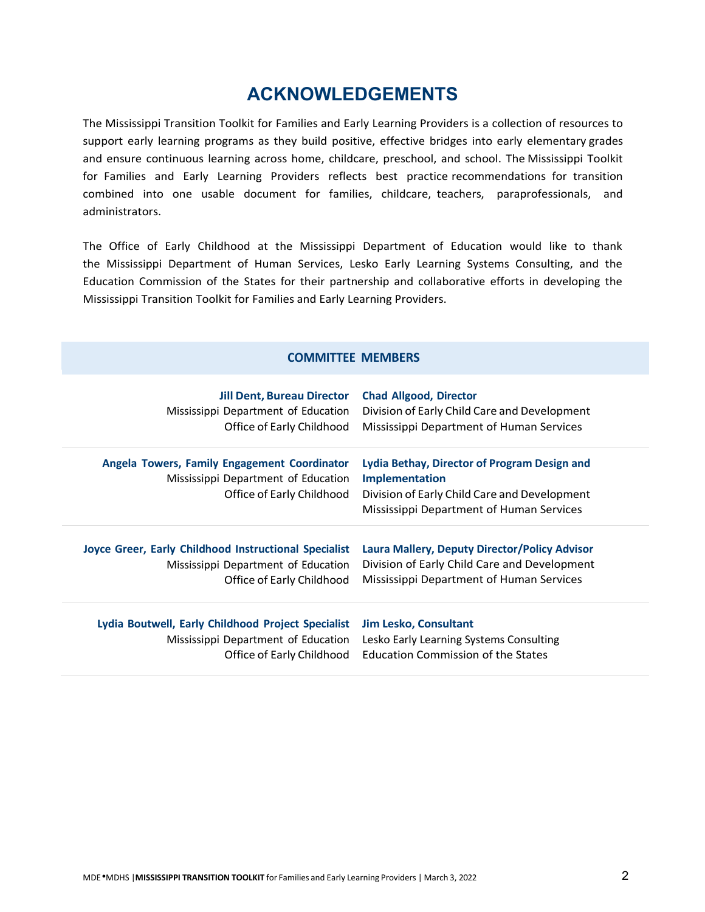# ACKNOWLEDGEMENTS

The Mississippi Transition Toolkit for Families and Early Learning Providers is a collection of resources to support early learning programs as they build positive, effective bridges into early elementary grades and ensure continuous learning across home, childcare, preschool, and school. The Mississippi Toolkit for Families and Early Learning Providers reflects best practice recommendations for transition combined into one usable document for families, childcare, teachers, paraprofessionals, and administrators.

The Office of Early Childhood at the Mississippi Department of Education would like to thank the Mississippi Department of Human Services, Lesko Early Learning Systems Consulting, and the Education Commission of the States for their partnership and collaborative efforts in developing the Mississippi Transition Toolkit for Families and Early Learning Providers.

## COMMITTEE MEMBERS

| | |
|---|---|
| **Jill Dent, Bureau Director**<br>Mississippi Department of Education<br>Office of Early Childhood | **Chad Allgood, Director**<br>Division of Early Child Care and Development<br>Mississippi Department of Human Services |
| **Angela Towers, Family Engagement Coordinator**<br>Mississippi Department of Education<br>Office of Early Childhood | **Lydia Bethay, Director of Program Design and Implementation**<br>Division of Early Child Care and Development<br>Mississippi Department of Human Services |
| **Joyce Greer, Early Childhood Instructional Specialist**<br>Mississippi Department of Education<br>Office of Early Childhood | **Laura Mallery, Deputy Director/Policy Advisor**<br>Division of Early Child Care and Development<br>Mississippi Department of Human Services |
| **Lydia Boutwell, Early Childhood Project Specialist**<br>Mississippi Department of Education<br>Office of Early Childhood | **Jim Lesko, Consultant**<br>Lesko Early Learning Systems Consulting<br>Education Commission of the States |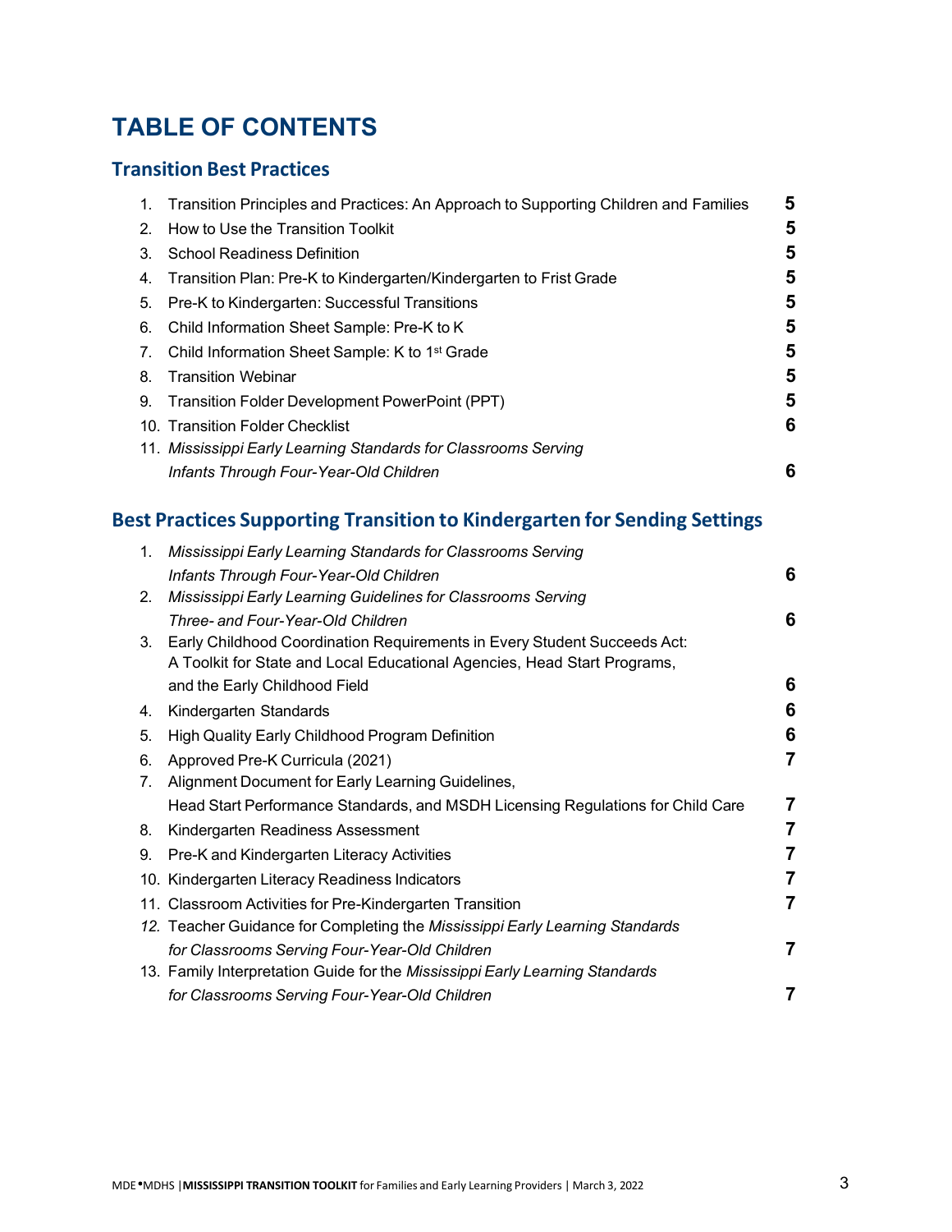# TABLE OF CONTENTS

## Transition Best Practices

1. Transition Principles and Practices: An Approach to Supporting Children and Families **5**
2. How to Use the Transition Toolkit **5**
3. School Readiness Definition **5**
4. Transition Plan: Pre-K to Kindergarten/Kindergarten to Frist Grade **5**
5. Pre-K to Kindergarten: Successful Transitions **5**
6. Child Information Sheet Sample: Pre-K to K **5**
7. Child Information Sheet Sample: K to 1st Grade **5**
8. Transition Webinar **5**
9. Transition Folder Development PowerPoint (PPT) **5**
10. Transition Folder Checklist **6**
11. *Mississippi Early Learning Standards for Classrooms Serving Infants Through Four-Year-Old Children* **6**

## Best Practices Supporting Transition to Kindergarten for Sending Settings

1. *Mississippi Early Learning Standards for Classrooms Serving Infants Through Four-Year-Old Children* **6**
2. *Mississippi Early Learning Guidelines for Classrooms Serving Three- and Four-Year-Old Children* **6**
3. Early Childhood Coordination Requirements in Every Student Succeeds Act: A Toolkit for State and Local Educational Agencies, Head Start Programs, and the Early Childhood Field **6**
4. Kindergarten Standards **6**
5. High Quality Early Childhood Program Definition **6**
6. Approved Pre-K Curricula (2021) **7**
7. Alignment Document for Early Learning Guidelines, Head Start Performance Standards, and MSDH Licensing Regulations for Child Care **7**
8. Kindergarten Readiness Assessment **7**
9. Pre-K and Kindergarten Literacy Activities **7**
10. Kindergarten Literacy Readiness Indicators **7**
11. Classroom Activities for Pre-Kindergarten Transition **7**
12. Teacher Guidance for Completing the *Mississippi Early Learning Standards for Classrooms Serving Four-Year-Old Children* **7**
13. Family Interpretation Guide for the *Mississippi Early Learning Standards for Classrooms Serving Four-Year-Old Children* **7**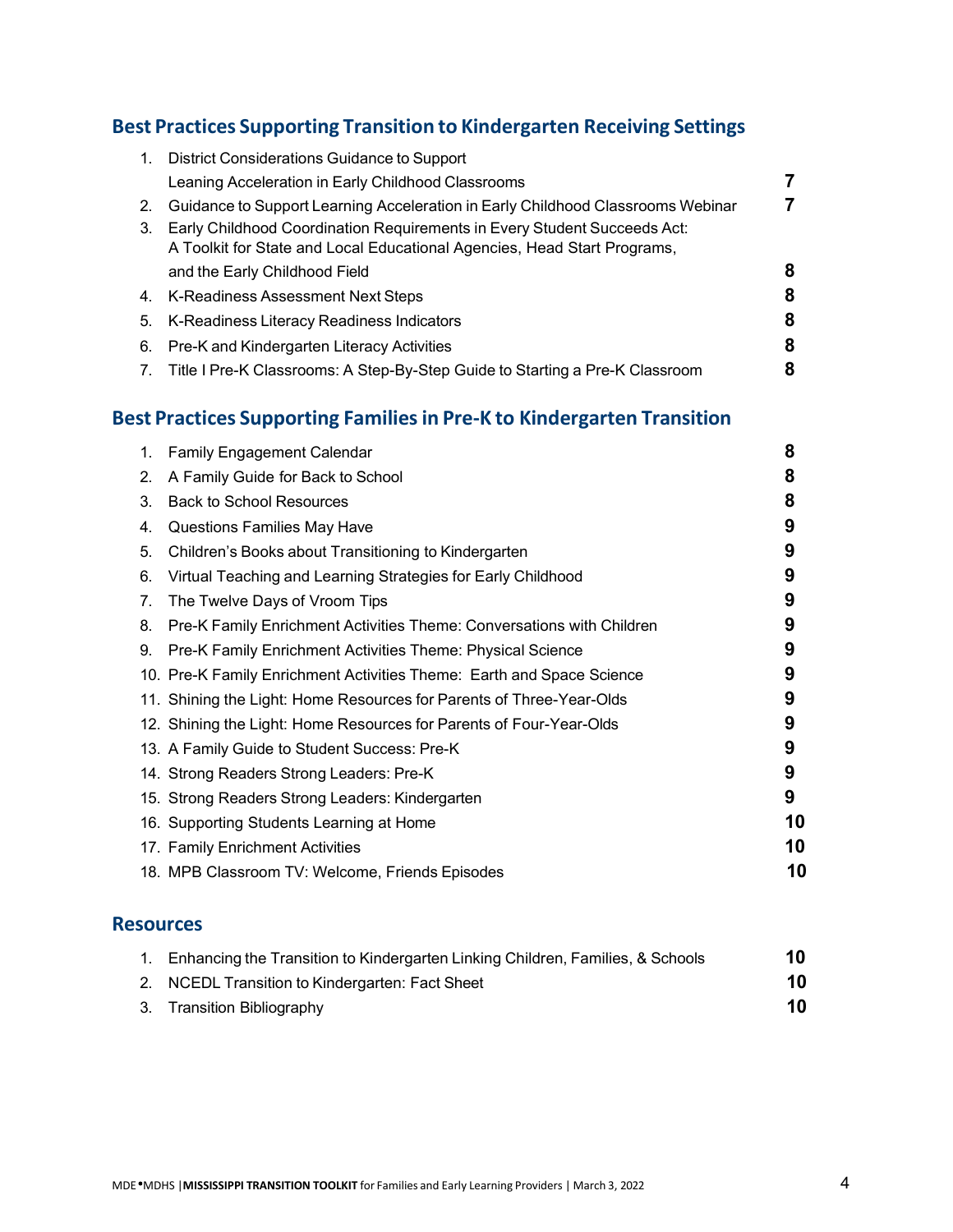## Best Practices Supporting Transition to Kindergarten Receiving Settings

1. District Considerations Guidance to Support Leaning Acceleration in Early Childhood Classrooms **7**
2. Guidance to Support Learning Acceleration in Early Childhood Classrooms Webinar **7**
3. Early Childhood Coordination Requirements in Every Student Succeeds Act: A Toolkit for State and Local Educational Agencies, Head Start Programs, and the Early Childhood Field **8**
4. K-Readiness Assessment Next Steps **8**
5. K-Readiness Literacy Readiness Indicators **8**
6. Pre-K and Kindergarten Literacy Activities **8**
7. Title I Pre-K Classrooms: A Step-By-Step Guide to Starting a Pre-K Classroom **8**

## Best Practices Supporting Families in Pre-K to Kindergarten Transition

1. Family Engagement Calendar **8**
2. A Family Guide for Back to School **8**
3. Back to School Resources **8**
4. Questions Families May Have **9**
5. Children's Books about Transitioning to Kindergarten **9**
6. Virtual Teaching and Learning Strategies for Early Childhood **9**
7. The Twelve Days of Vroom Tips **9**
8. Pre-K Family Enrichment Activities Theme: Conversations with Children **9**
9. Pre-K Family Enrichment Activities Theme: Physical Science **9**
10. Pre-K Family Enrichment Activities Theme: Earth and Space Science **9**
11. Shining the Light: Home Resources for Parents of Three-Year-Olds **9**
12. Shining the Light: Home Resources for Parents of Four-Year-Olds **9**
13. A Family Guide to Student Success: Pre-K **9**
14. Strong Readers Strong Leaders: Pre-K **9**
15. Strong Readers Strong Leaders: Kindergarten **9**
16. Supporting Students Learning at Home **10**
17. Family Enrichment Activities **10**
18. MPB Classroom TV: Welcome, Friends Episodes **10**

## Resources

1. Enhancing the Transition to Kindergarten Linking Children, Families, & Schools **10**
2. NCEDL Transition to Kindergarten: Fact Sheet **10**
3. Transition Bibliography **10**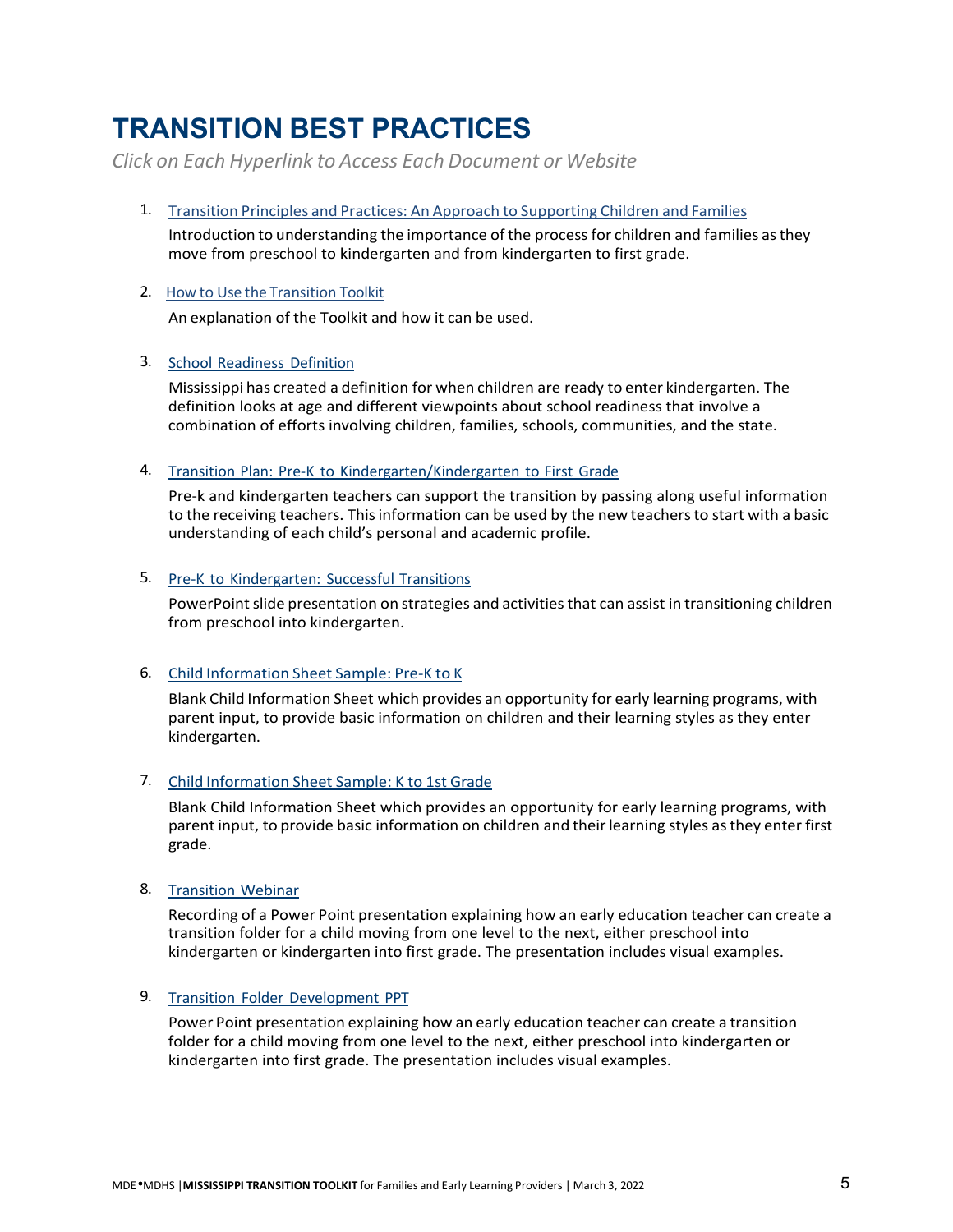# TRANSITION BEST PRACTICES

*Click on Each Hyperlink to Access Each Document or Website*

1. Transition Principles and Practices: An Approach to Supporting Children and Families

   Introduction to understanding the importance of the process for children and families as they move from preschool to kindergarten and from kindergarten to first grade.

2. How to Use the Transition Toolkit

   An explanation of the Toolkit and how it can be used.

3. School Readiness Definition

   Mississippi has created a definition for when children are ready to enter kindergarten. The definition looks at age and different viewpoints about school readiness that involve a combination of efforts involving children, families, schools, communities, and the state.

4. Transition Plan: Pre-K to Kindergarten/Kindergarten to First Grade

   Pre-k and kindergarten teachers can support the transition by passing along useful information to the receiving teachers. This information can be used by the new teachers to start with a basic understanding of each child's personal and academic profile.

5. Pre-K to Kindergarten: Successful Transitions

   PowerPoint slide presentation on strategies and activities that can assist in transitioning children from preschool into kindergarten.

6. Child Information Sheet Sample: Pre-K to K

   Blank Child Information Sheet which provides an opportunity for early learning programs, with parent input, to provide basic information on children and their learning styles as they enter kindergarten.

7. Child Information Sheet Sample: K to 1st Grade

   Blank Child Information Sheet which provides an opportunity for early learning programs, with parent input, to provide basic information on children and their learning styles as they enter first grade.

8. Transition Webinar

   Recording of a Power Point presentation explaining how an early education teacher can create a transition folder for a child moving from one level to the next, either preschool into kindergarten or kindergarten into first grade. The presentation includes visual examples.

9. Transition Folder Development PPT

   Power Point presentation explaining how an early education teacher can create a transition folder for a child moving from one level to the next, either preschool into kindergarten or kindergarten into first grade. The presentation includes visual examples.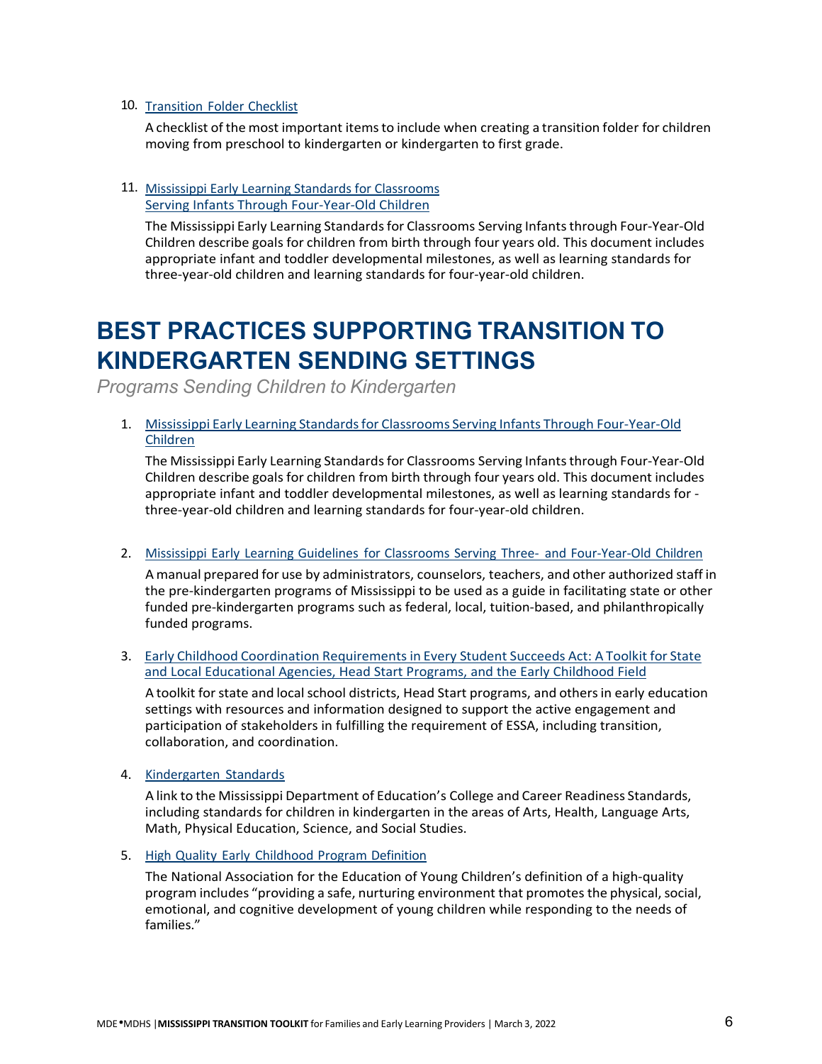10. Transition Folder Checklist

    A checklist of the most important items to include when creating a transition folder for children moving from preschool to kindergarten or kindergarten to first grade.

11. Mississippi Early Learning Standards for Classrooms Serving Infants Through Four-Year-Old Children

    The Mississippi Early Learning Standards for Classrooms Serving Infants through Four-Year-Old Children describe goals for children from birth through four years old. This document includes appropriate infant and toddler developmental milestones, as well as learning standards for three-year-old children and learning standards for four-year-old children.

# BEST PRACTICES SUPPORTING TRANSITION TO KINDERGARTEN SENDING SETTINGS

*Programs Sending Children to Kindergarten*

1. Mississippi Early Learning Standards for Classrooms Serving Infants Through Four-Year-Old Children

   The Mississippi Early Learning Standards for Classrooms Serving Infants through Four-Year-Old Children describe goals for children from birth through four years old. This document includes appropriate infant and toddler developmental milestones, as well as learning standards for - three-year-old children and learning standards for four-year-old children.

2. Mississippi Early Learning Guidelines for Classrooms Serving Three- and Four-Year-Old Children

   A manual prepared for use by administrators, counselors, teachers, and other authorized staff in the pre-kindergarten programs of Mississippi to be used as a guide in facilitating state or other funded pre-kindergarten programs such as federal, local, tuition-based, and philanthropically funded programs.

3. Early Childhood Coordination Requirements in Every Student Succeeds Act: A Toolkit for State and Local Educational Agencies, Head Start Programs, and the Early Childhood Field

   A toolkit for state and local school districts, Head Start programs, and others in early education settings with resources and information designed to support the active engagement and participation of stakeholders in fulfilling the requirement of ESSA, including transition, collaboration, and coordination.

4. Kindergarten Standards

   A link to the Mississippi Department of Education's College and Career Readiness Standards, including standards for children in kindergarten in the areas of Arts, Health, Language Arts, Math, Physical Education, Science, and Social Studies.

5. High Quality Early Childhood Program Definition

   The National Association for the Education of Young Children's definition of a high-quality program includes "providing a safe, nurturing environment that promotes the physical, social, emotional, and cognitive development of young children while responding to the needs of families."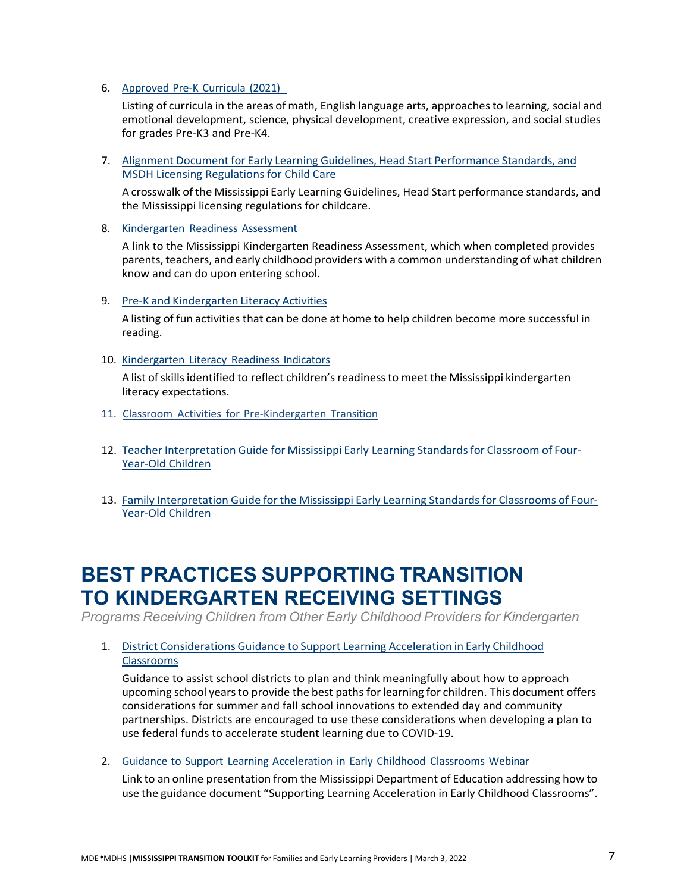6. Approved Pre-K Curricula (2021)

   Listing of curricula in the areas of math, English language arts, approaches to learning, social and emotional development, science, physical development, creative expression, and social studies for grades Pre-K3 and Pre-K4.

7. Alignment Document for Early Learning Guidelines, Head Start Performance Standards, and MSDH Licensing Regulations for Child Care

   A crosswalk of the Mississippi Early Learning Guidelines, Head Start performance standards, and the Mississippi licensing regulations for childcare.

8. Kindergarten Readiness Assessment

   A link to the Mississippi Kindergarten Readiness Assessment, which when completed provides parents, teachers, and early childhood providers with a common understanding of what children know and can do upon entering school.

9. Pre-K and Kindergarten Literacy Activities

   A listing of fun activities that can be done at home to help children become more successful in reading.

10. Kindergarten Literacy Readiness Indicators

    A list of skills identified to reflect children's readiness to meet the Mississippi kindergarten literacy expectations.

11. Classroom Activities for Pre-Kindergarten Transition

12. Teacher Interpretation Guide for Mississippi Early Learning Standards for Classroom of Four-Year-Old Children

13. Family Interpretation Guide for the Mississippi Early Learning Standards for Classrooms of Four-Year-Old Children

# BEST PRACTICES SUPPORTING TRANSITION TO KINDERGARTEN RECEIVING SETTINGS

*Programs Receiving Children from Other Early Childhood Providers for Kindergarten*

1. District Considerations Guidance to Support Learning Acceleration in Early Childhood Classrooms

   Guidance to assist school districts to plan and think meaningfully about how to approach upcoming school years to provide the best paths for learning for children. This document offers considerations for summer and fall school innovations to extended day and community partnerships. Districts are encouraged to use these considerations when developing a plan to use federal funds to accelerate student learning due to COVID-19.

2. Guidance to Support Learning Acceleration in Early Childhood Classrooms Webinar

   Link to an online presentation from the Mississippi Department of Education addressing how to use the guidance document "Supporting Learning Acceleration in Early Childhood Classrooms".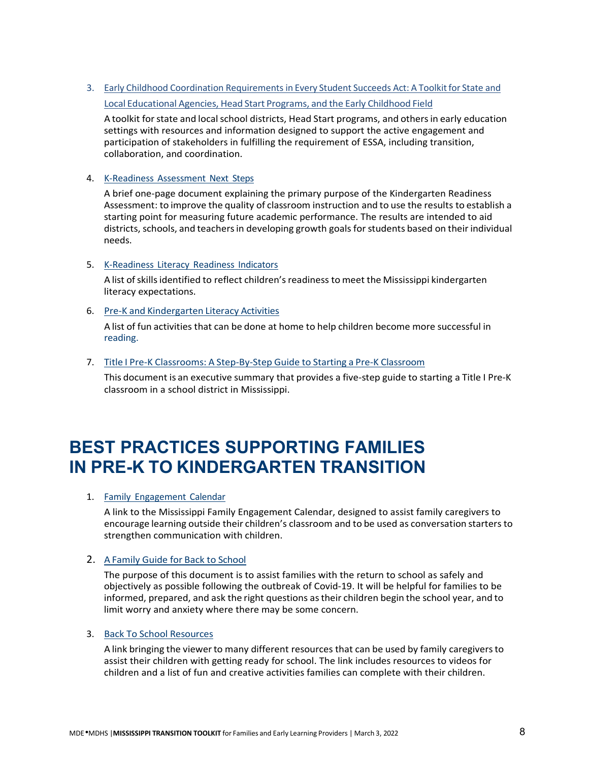3. Early Childhood Coordination Requirements in Every Student Succeeds Act: A Toolkit for State and Local Educational Agencies, Head Start Programs, and the Early Childhood Field

   A toolkit for state and local school districts, Head Start programs, and others in early education settings with resources and information designed to support the active engagement and participation of stakeholders in fulfilling the requirement of ESSA, including transition, collaboration, and coordination.

4. K-Readiness Assessment Next Steps

   A brief one-page document explaining the primary purpose of the Kindergarten Readiness Assessment: to improve the quality of classroom instruction and to use the results to establish a starting point for measuring future academic performance. The results are intended to aid districts, schools, and teachers in developing growth goals for students based on their individual needs.

5. K-Readiness Literacy Readiness Indicators

   A list of skills identified to reflect children's readiness to meet the Mississippi kindergarten literacy expectations.

6. Pre-K and Kindergarten Literacy Activities

   A list of fun activities that can be done at home to help children become more successful in reading.

7. Title I Pre-K Classrooms: A Step-By-Step Guide to Starting a Pre-K Classroom

   This document is an executive summary that provides a five-step guide to starting a Title I Pre-K classroom in a school district in Mississippi.

# BEST PRACTICES SUPPORTING FAMILIES IN PRE-K TO KINDERGARTEN TRANSITION

1. Family Engagement Calendar

   A link to the Mississippi Family Engagement Calendar, designed to assist family caregivers to encourage learning outside their children's classroom and to be used as conversation starters to strengthen communication with children.

2. A Family Guide for Back to School

   The purpose of this document is to assist families with the return to school as safely and objectively as possible following the outbreak of Covid-19. It will be helpful for families to be informed, prepared, and ask the right questions as their children begin the school year, and to limit worry and anxiety where there may be some concern.

3. Back To School Resources

   A link bringing the viewer to many different resources that can be used by family caregivers to assist their children with getting ready for school. The link includes resources to videos for children and a list of fun and creative activities families can complete with their children.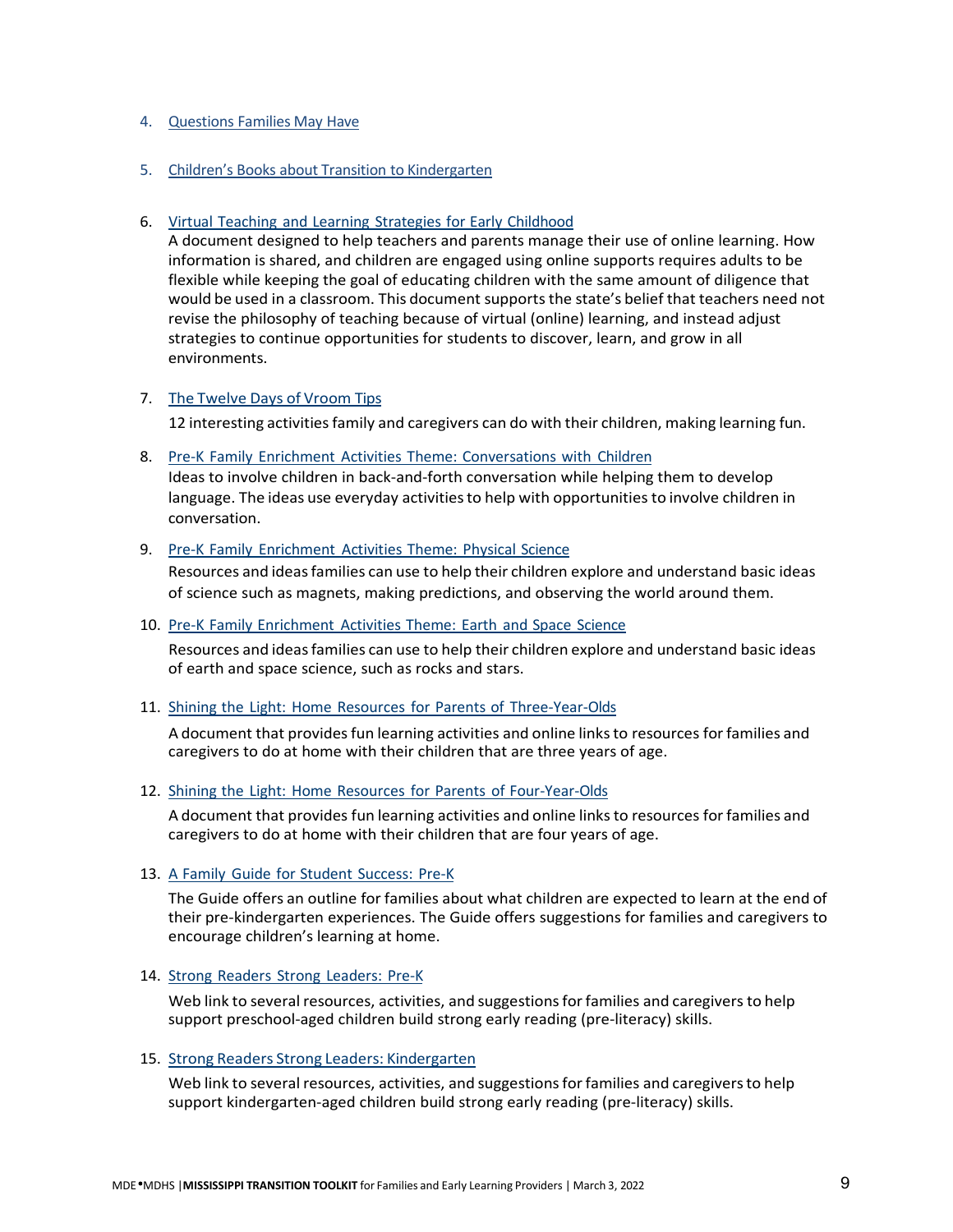4. Questions Families May Have

5. Children's Books about Transition to Kindergarten

6. Virtual Teaching and Learning Strategies for Early Childhood
   A document designed to help teachers and parents manage their use of online learning. How information is shared, and children are engaged using online supports requires adults to be flexible while keeping the goal of educating children with the same amount of diligence that would be used in a classroom. This document supports the state's belief that teachers need not revise the philosophy of teaching because of virtual (online) learning, and instead adjust strategies to continue opportunities for students to discover, learn, and grow in all environments.

7. The Twelve Days of Vroom Tips

   12 interesting activities family and caregivers can do with their children, making learning fun.

8. Pre-K Family Enrichment Activities Theme: Conversations with Children
   Ideas to involve children in back-and-forth conversation while helping them to develop language. The ideas use everyday activities to help with opportunities to involve children in conversation.

9. Pre-K Family Enrichment Activities Theme: Physical Science

   Resources and ideas families can use to help their children explore and understand basic ideas of science such as magnets, making predictions, and observing the world around them.

10. Pre-K Family Enrichment Activities Theme: Earth and Space Science

    Resources and ideas families can use to help their children explore and understand basic ideas of earth and space science, such as rocks and stars.

11. Shining the Light: Home Resources for Parents of Three-Year-Olds

    A document that provides fun learning activities and online links to resources for families and caregivers to do at home with their children that are three years of age.

12. Shining the Light: Home Resources for Parents of Four-Year-Olds

    A document that provides fun learning activities and online links to resources for families and caregivers to do at home with their children that are four years of age.

13. A Family Guide for Student Success: Pre-K

    The Guide offers an outline for families about what children are expected to learn at the end of their pre-kindergarten experiences. The Guide offers suggestions for families and caregivers to encourage children's learning at home.

14. Strong Readers Strong Leaders: Pre-K

    Web link to several resources, activities, and suggestions for families and caregivers to help support preschool-aged children build strong early reading (pre-literacy) skills.

15. Strong Readers Strong Leaders: Kindergarten

    Web link to several resources, activities, and suggestions for families and caregivers to help support kindergarten-aged children build strong early reading (pre-literacy) skills.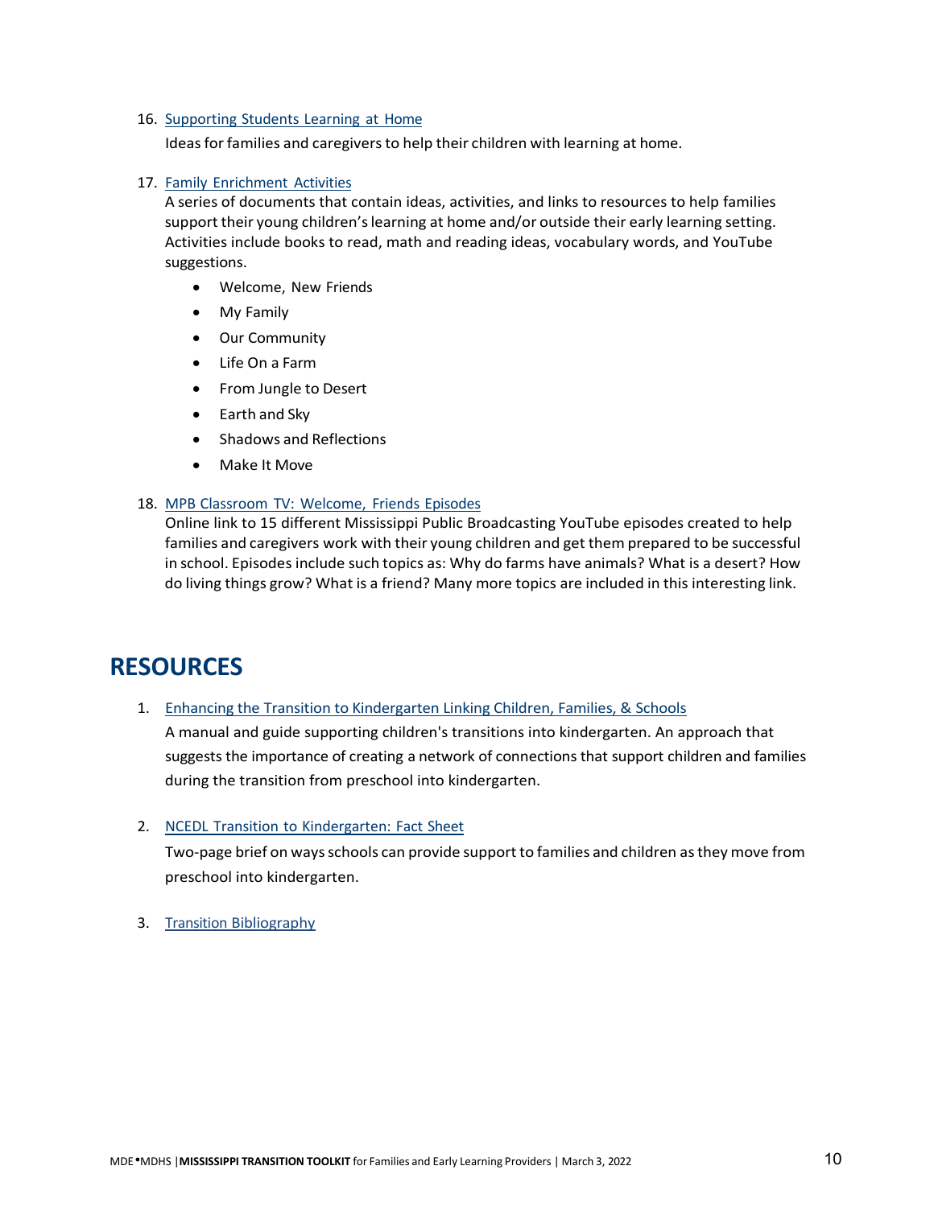16. Supporting Students Learning at Home

    Ideas for families and caregivers to help their children with learning at home.

17. Family Enrichment Activities

    A series of documents that contain ideas, activities, and links to resources to help families support their young children's learning at home and/or outside their early learning setting. Activities include books to read, math and reading ideas, vocabulary words, and YouTube suggestions.

    - Welcome, New Friends
    - My Family
    - Our Community
    - Life On a Farm
    - From Jungle to Desert
    - Earth and Sky
    - Shadows and Reflections
    - Make It Move

18. MPB Classroom TV: Welcome, Friends Episodes

    Online link to 15 different Mississippi Public Broadcasting YouTube episodes created to help families and caregivers work with their young children and get them prepared to be successful in school. Episodes include such topics as: Why do farms have animals? What is a desert? How do living things grow? What is a friend? Many more topics are included in this interesting link.

## RESOURCES

1. Enhancing the Transition to Kindergarten Linking Children, Families, & Schools

   A manual and guide supporting children's transitions into kindergarten. An approach that suggests the importance of creating a network of connections that support children and families during the transition from preschool into kindergarten.

2. NCEDL Transition to Kindergarten: Fact Sheet

   Two-page brief on ways schools can provide support to families and children as they move from preschool into kindergarten.

3. Transition Bibliography